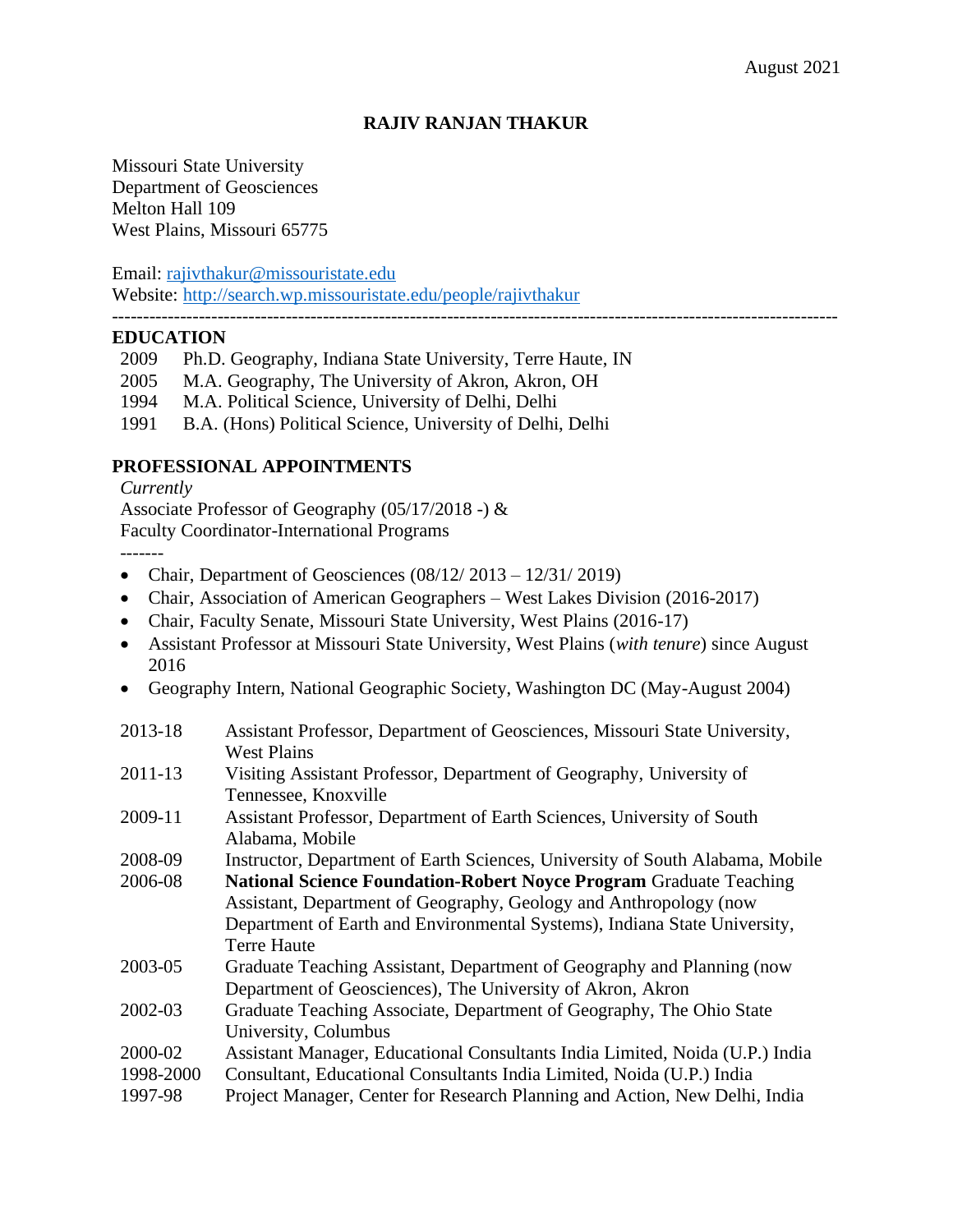August 2021

# RAJIV RANJAN THAKUR

Missouri State University
Department of Geosciences
Melton Hall 109
West Plains, Missouri 65775

Email: rajivthakur@missouristate.edu
Website: http://search.wp.missouristate.edu/people/rajivthakur

---

## EDUCATION

2009 Ph.D. Geography, Indiana State University, Terre Haute, IN
2005 M.A. Geography, The University of Akron, Akron, OH
1994 M.A. Political Science, University of Delhi, Delhi
1991 B.A. (Hons) Political Science, University of Delhi, Delhi

## PROFESSIONAL APPOINTMENTS

*Currently*
Associate Professor of Geography (05/17/2018 -) &
Faculty Coordinator-International Programs

-------

- Chair, Department of Geosciences (08/12/ 2013 – 12/31/ 2019)
- Chair, Association of American Geographers – West Lakes Division (2016-2017)
- Chair, Faculty Senate, Missouri State University, West Plains (2016-17)
- Assistant Professor at Missouri State University, West Plains (*with tenure*) since August 2016
- Geography Intern, National Geographic Society, Washington DC (May-August 2004)

2013-18 Assistant Professor, Department of Geosciences, Missouri State University, West Plains
2011-13 Visiting Assistant Professor, Department of Geography, University of Tennessee, Knoxville
2009-11 Assistant Professor, Department of Earth Sciences, University of South Alabama, Mobile
2008-09 Instructor, Department of Earth Sciences, University of South Alabama, Mobile
2006-08 **National Science Foundation-Robert Noyce Program** Graduate Teaching Assistant, Department of Geography, Geology and Anthropology (now Department of Earth and Environmental Systems), Indiana State University, Terre Haute
2003-05 Graduate Teaching Assistant, Department of Geography and Planning (now Department of Geosciences), The University of Akron, Akron
2002-03 Graduate Teaching Associate, Department of Geography, The Ohio State University, Columbus
2000-02 Assistant Manager, Educational Consultants India Limited, Noida (U.P.) India
1998-2000 Consultant, Educational Consultants India Limited, Noida (U.P.) India
1997-98 Project Manager, Center for Research Planning and Action, New Delhi, India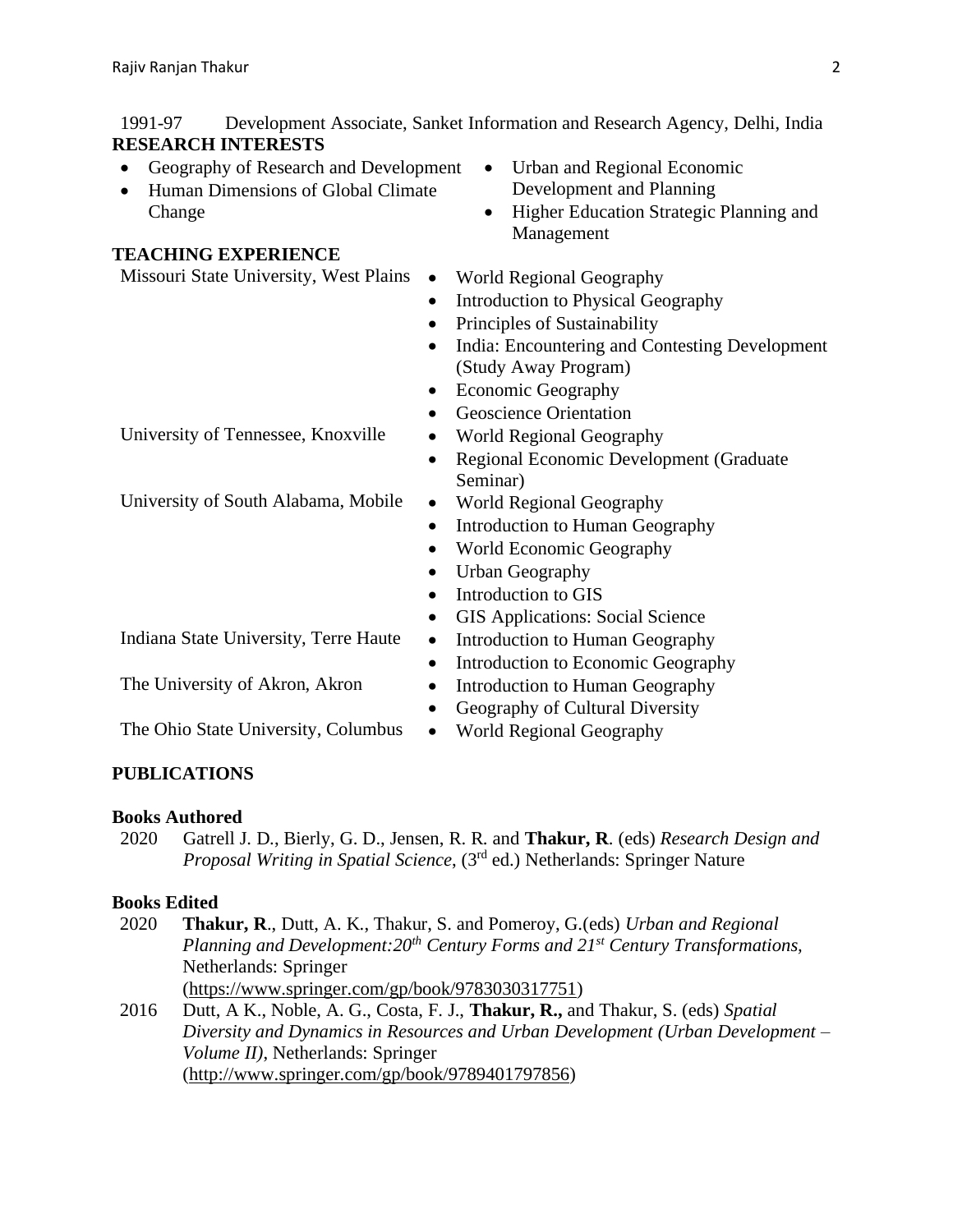1991-97 Development Associate, Sanket Information and Research Agency, Delhi, India

## RESEARCH INTERESTS

- Geography of Research and Development
- Human Dimensions of Global Climate Change
- Urban and Regional Economic Development and Planning
- Higher Education Strategic Planning and Management

## TEACHING EXPERIENCE

| Institution | Courses |
|---|---|
| Missouri State University, West Plains | • World Regional Geography<br>• Introduction to Physical Geography<br>• Principles of Sustainability<br>• India: Encountering and Contesting Development (Study Away Program)<br>• Economic Geography<br>• Geoscience Orientation |
| University of Tennessee, Knoxville | • World Regional Geography<br>• Regional Economic Development (Graduate Seminar) |
| University of South Alabama, Mobile | • World Regional Geography<br>• Introduction to Human Geography<br>• World Economic Geography<br>• Urban Geography<br>• Introduction to GIS<br>• GIS Applications: Social Science |
| Indiana State University, Terre Haute | • Introduction to Human Geography<br>• Introduction to Economic Geography |
| The University of Akron, Akron | • Introduction to Human Geography<br>• Geography of Cultural Diversity |
| The Ohio State University, Columbus | • World Regional Geography |

## PUBLICATIONS

### Books Authored

2020 Gatrell J. D., Bierly, G. D., Jensen, R. R. and **Thakur, R**. (eds) *Research Design and Proposal Writing in Spatial Science*, (3rd ed.) Netherlands: Springer Nature

### Books Edited

2020 **Thakur, R**., Dutt, A. K., Thakur, S. and Pomeroy, G.(eds) *Urban and Regional Planning and Development:20th Century Forms and 21st Century Transformations,* Netherlands: Springer (https://www.springer.com/gp/book/9783030317751)

2016 Dutt, A K., Noble, A. G., Costa, F. J., **Thakur, R.,** and Thakur, S. (eds) *Spatial Diversity and Dynamics in Resources and Urban Development (Urban Development – Volume II)*, Netherlands: Springer (http://www.springer.com/gp/book/9789401797856)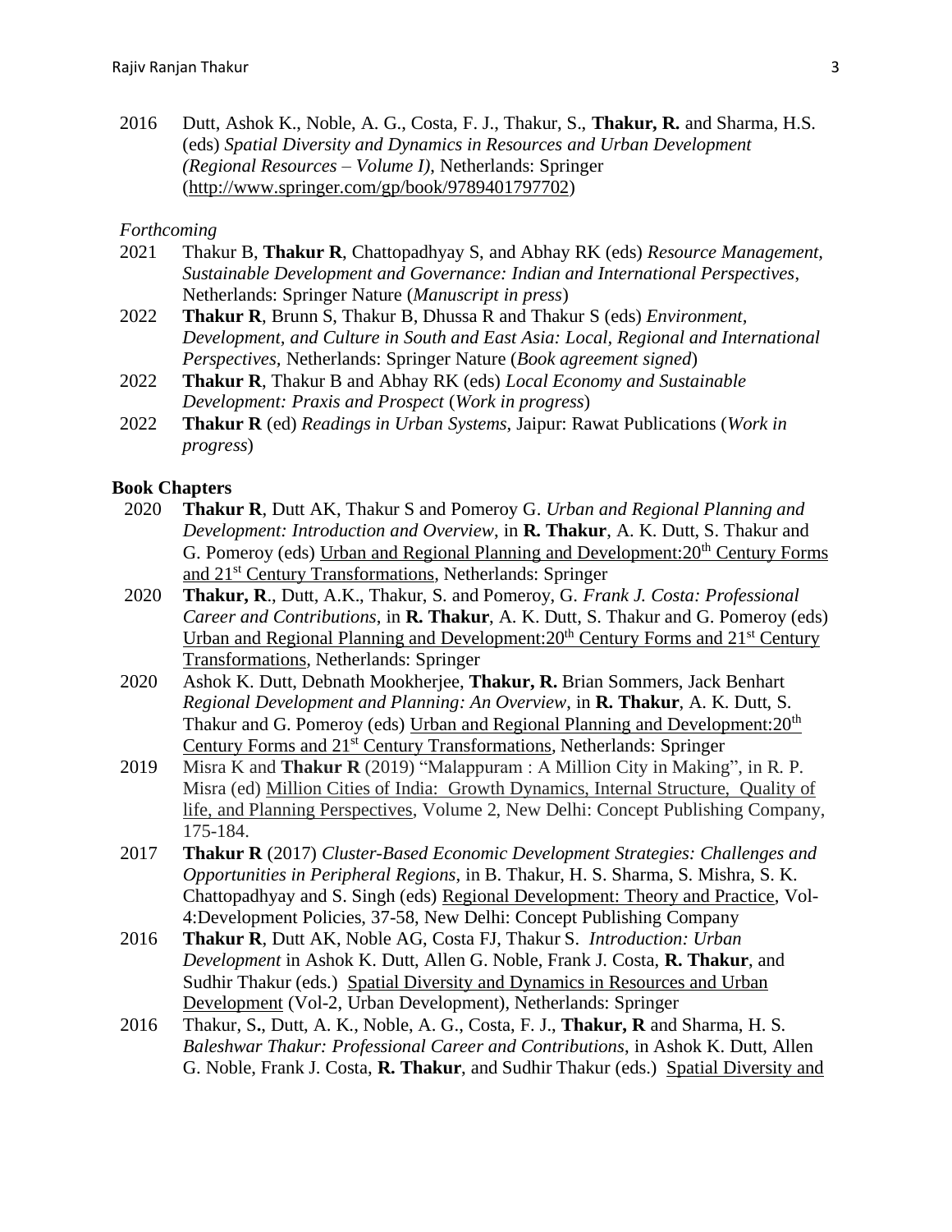2016 Dutt, Ashok K., Noble, A. G., Costa, F. J., Thakur, S., **Thakur, R.** and Sharma, H.S. (eds) *Spatial Diversity and Dynamics in Resources and Urban Development (Regional Resources – Volume I)*, Netherlands: Springer (http://www.springer.com/gp/book/9789401797702)

*Forthcoming*

2021 Thakur B, **Thakur R**, Chattopadhyay S, and Abhay RK (eds) *Resource Management, Sustainable Development and Governance: Indian and International Perspectives*, Netherlands: Springer Nature (*Manuscript in press*)

2022 **Thakur R**, Brunn S, Thakur B, Dhussa R and Thakur S (eds) *Environment, Development, and Culture in South and East Asia: Local, Regional and International Perspectives*, Netherlands: Springer Nature (*Book agreement signed*)

2022 **Thakur R**, Thakur B and Abhay RK (eds) *Local Economy and Sustainable Development: Praxis and Prospect* (*Work in progress*)

2022 **Thakur R** (ed) *Readings in Urban Systems*, Jaipur: Rawat Publications (*Work in progress*)

**Book Chapters**

2020 **Thakur R**, Dutt AK, Thakur S and Pomeroy G. *Urban and Regional Planning and Development: Introduction and Overview*, in **R. Thakur**, A. K. Dutt, S. Thakur and G. Pomeroy (eds) Urban and Regional Planning and Development:20th Century Forms and 21st Century Transformations, Netherlands: Springer

2020 **Thakur, R**., Dutt, A.K., Thakur, S. and Pomeroy, G. *Frank J. Costa: Professional Career and Contributions*, in **R. Thakur**, A. K. Dutt, S. Thakur and G. Pomeroy (eds) Urban and Regional Planning and Development:20th Century Forms and 21st Century Transformations, Netherlands: Springer

2020 Ashok K. Dutt, Debnath Mookherjee, **Thakur, R.** Brian Sommers, Jack Benhart *Regional Development and Planning: An Overview*, in **R. Thakur**, A. K. Dutt, S. Thakur and G. Pomeroy (eds) Urban and Regional Planning and Development:20th Century Forms and 21st Century Transformations, Netherlands: Springer

2019 Misra K and **Thakur R** (2019) "Malappuram : A Million City in Making", in R. P. Misra (ed) Million Cities of India: Growth Dynamics, Internal Structure, Quality of life, and Planning Perspectives, Volume 2, New Delhi: Concept Publishing Company, 175-184.

2017 **Thakur R** (2017) *Cluster-Based Economic Development Strategies: Challenges and Opportunities in Peripheral Regions*, in B. Thakur, H. S. Sharma, S. Mishra, S. K. Chattopadhyay and S. Singh (eds) Regional Development: Theory and Practice, Vol-4:Development Policies, 37-58, New Delhi: Concept Publishing Company

2016 **Thakur R**, Dutt AK, Noble AG, Costa FJ, Thakur S. *Introduction: Urban Development* in Ashok K. Dutt, Allen G. Noble, Frank J. Costa, **R. Thakur**, and Sudhir Thakur (eds.) Spatial Diversity and Dynamics in Resources and Urban Development (Vol-2, Urban Development), Netherlands: Springer

2016 Thakur, S., Dutt, A. K., Noble, A. G., Costa, F. J., **Thakur, R** and Sharma, H. S. *Baleshwar Thakur: Professional Career and Contributions*, in Ashok K. Dutt, Allen G. Noble, Frank J. Costa, **R. Thakur**, and Sudhir Thakur (eds.) Spatial Diversity and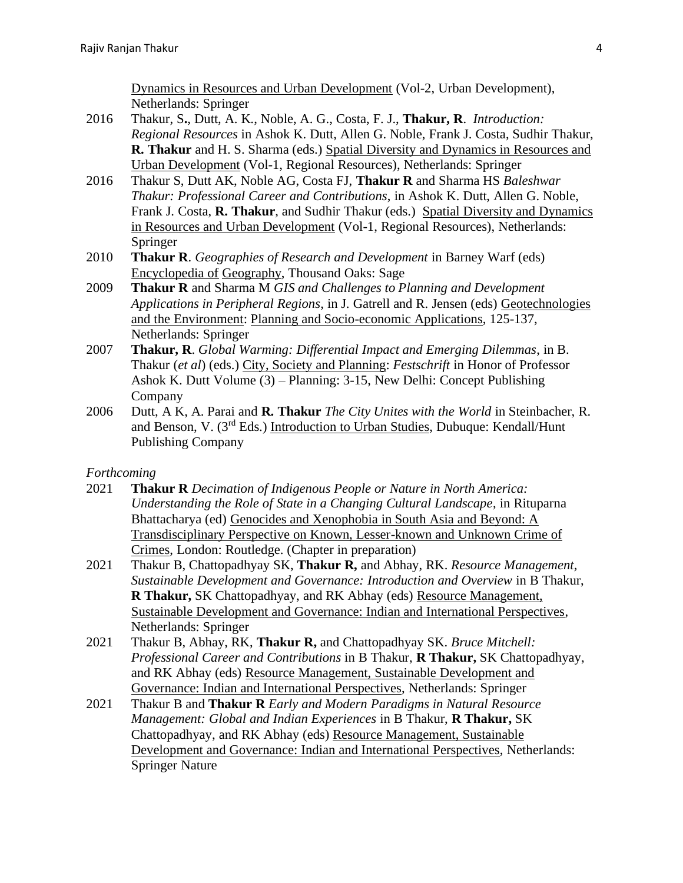<u>Dynamics in Resources and Urban Development</u> (Vol-2, Urban Development), Netherlands: Springer

2016 Thakur, S**.**, Dutt, A. K., Noble, A. G., Costa, F. J., **Thakur, R**. *Introduction: Regional Resources* in Ashok K. Dutt, Allen G. Noble, Frank J. Costa, Sudhir Thakur, **R. Thakur** and H. S. Sharma (eds.) <u>Spatial Diversity and Dynamics in Resources and Urban Development</u> (Vol-1, Regional Resources), Netherlands: Springer

2016 Thakur S, Dutt AK, Noble AG, Costa FJ, **Thakur R** and Sharma HS *Baleshwar Thakur: Professional Career and Contributions*, in Ashok K. Dutt, Allen G. Noble, Frank J. Costa, **R. Thakur**, and Sudhir Thakur (eds.) <u>Spatial Diversity and Dynamics in Resources and Urban Development</u> (Vol-1, Regional Resources), Netherlands: Springer

2010 **Thakur R**. *Geographies of Research and Development* in Barney Warf (eds) <u>Encyclopedia of</u> <u>Geography</u>, Thousand Oaks: Sage

2009 **Thakur R** and Sharma M *GIS and Challenges to Planning and Development Applications in Peripheral Regions*, in J. Gatrell and R. Jensen (eds) <u>Geotechnologies and the Environment</u>: <u>Planning and Socio-economic Applications</u>, 125-137, Netherlands: Springer

2007 **Thakur, R**. *Global Warming: Differential Impact and Emerging Dilemmas*, in B. Thakur (*et al*) (eds.) <u>City, Society and Planning</u>: *Festschrift* in Honor of Professor Ashok K. Dutt Volume (3) – Planning: 3-15, New Delhi: Concept Publishing Company

2006 Dutt, A K, A. Parai and **R. Thakur** *The City Unites with the World* in Steinbacher, R. and Benson, V. (3rd Eds.) <u>Introduction to Urban Studies</u>, Dubuque: Kendall/Hunt Publishing Company

*Forthcoming*

2021 **Thakur R** *Decimation of Indigenous People or Nature in North America: Understanding the Role of State in a Changing Cultural Landscape*, in Rituparna Bhattacharya (ed) <u>Genocides and Xenophobia in South Asia and Beyond: A Transdisciplinary Perspective on Known, Lesser-known and Unknown Crime of Crimes</u>, London: Routledge. (Chapter in preparation)

2021 Thakur B, Chattopadhyay SK, **Thakur R,** and Abhay, RK. *Resource Management, Sustainable Development and Governance: Introduction and Overview* in B Thakur, **R Thakur,** SK Chattopadhyay, and RK Abhay (eds) <u>Resource Management, Sustainable Development and Governance: Indian and International Perspectives</u>, Netherlands: Springer

2021 Thakur B, Abhay, RK, **Thakur R,** and Chattopadhyay SK. *Bruce Mitchell: Professional Career and Contributions* in B Thakur, **R Thakur,** SK Chattopadhyay, and RK Abhay (eds) <u>Resource Management, Sustainable Development and Governance: Indian and International Perspectives</u>, Netherlands: Springer

2021 Thakur B and **Thakur R** *Early and Modern Paradigms in Natural Resource Management: Global and Indian Experiences* in B Thakur, **R Thakur,** SK Chattopadhyay, and RK Abhay (eds) <u>Resource Management, Sustainable Development and Governance: Indian and International Perspectives</u>, Netherlands: Springer Nature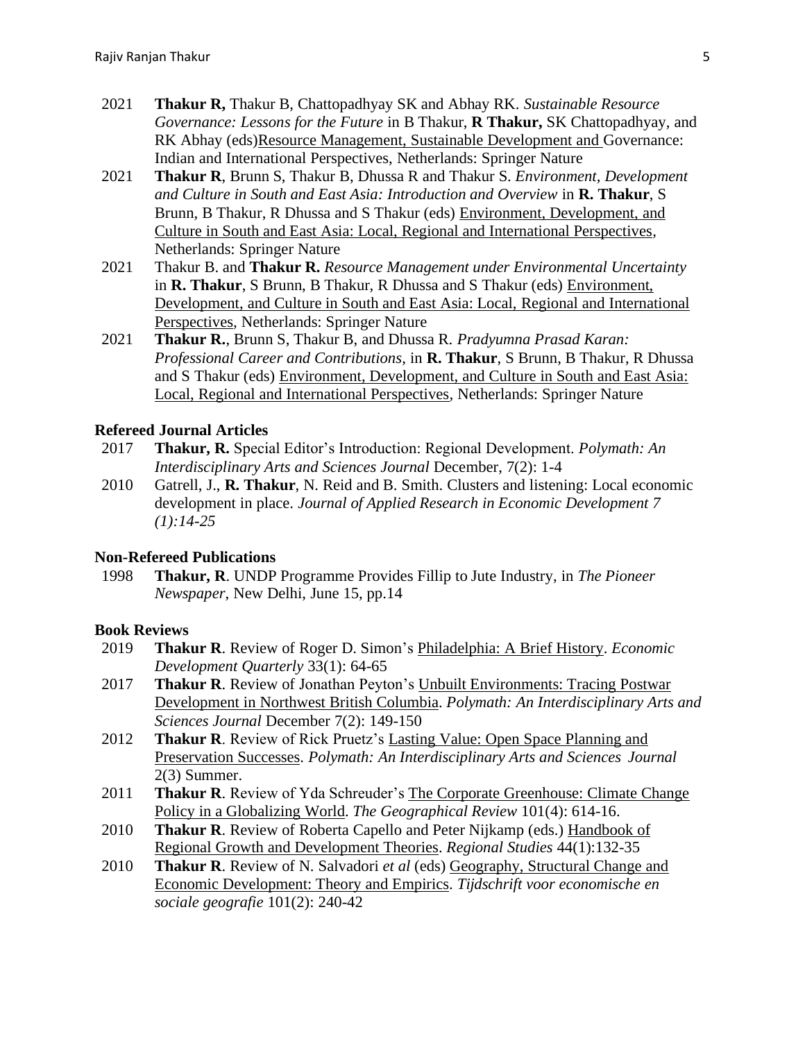2021 **Thakur R,** Thakur B, Chattopadhyay SK and Abhay RK. *Sustainable Resource Governance: Lessons for the Future* in B Thakur, **R Thakur,** SK Chattopadhyay, and RK Abhay (eds)<u>Resource Management, Sustainable Development and </u>Governance: Indian and International Perspectives, Netherlands: Springer Nature

2021 **Thakur R**, Brunn S, Thakur B, Dhussa R and Thakur S. *Environment, Development and Culture in South and East Asia: Introduction and Overview* in **R. Thakur**, S Brunn, B Thakur, R Dhussa and S Thakur (eds) <u>Environment, Development, and Culture in South and East Asia: Local, Regional and International Perspectives</u>, Netherlands: Springer Nature

2021 Thakur B. and **Thakur R.** *Resource Management under Environmental Uncertainty* in **R. Thakur**, S Brunn, B Thakur, R Dhussa and S Thakur (eds) <u>Environment, Development, and Culture in South and East Asia: Local, Regional and International Perspectives</u>, Netherlands: Springer Nature

2021 **Thakur R.**, Brunn S, Thakur B, and Dhussa R. *Pradyumna Prasad Karan: Professional Career and Contributions*, in **R. Thakur**, S Brunn, B Thakur, R Dhussa and S Thakur (eds) <u>Environment, Development, and Culture in South and East Asia: Local, Regional and International Perspectives</u>, Netherlands: Springer Nature

### Refereed Journal Articles

2017 **Thakur, R.** Special Editor's Introduction: Regional Development. *Polymath: An Interdisciplinary Arts and Sciences Journal* December, 7(2): 1-4

2010 Gatrell, J., **R. Thakur**, N. Reid and B. Smith. Clusters and listening: Local economic development in place. *Journal of Applied Research in Economic Development 7 (1):14-25*

### Non-Refereed Publications

1998 **Thakur, R**. UNDP Programme Provides Fillip to Jute Industry, in *The Pioneer Newspaper*, New Delhi, June 15, pp.14

### Book Reviews

2019 **Thakur R**. Review of Roger D. Simon's <u>Philadelphia: A Brief History</u>. *Economic Development Quarterly* 33(1): 64-65

2017 **Thakur R**. Review of Jonathan Peyton's <u>Unbuilt Environments: Tracing Postwar Development in Northwest British Columbia</u>. *Polymath: An Interdisciplinary Arts and Sciences Journal* December 7(2): 149-150

2012 **Thakur R**. Review of Rick Pruetz's <u>Lasting Value: Open Space Planning and Preservation Successes</u>. *Polymath: An Interdisciplinary Arts and Sciences Journal* 2(3) Summer.

2011 **Thakur R**. Review of Yda Schreuder's <u>The Corporate Greenhouse: Climate Change Policy in a Globalizing World</u>. *The Geographical Review* 101(4): 614-16.

2010 **Thakur R**. Review of Roberta Capello and Peter Nijkamp (eds.) <u>Handbook of Regional Growth and Development Theories</u>. *Regional Studies* 44(1):132-35

2010 **Thakur R**. Review of N. Salvadori *et al* (eds) <u>Geography, Structural Change and Economic Development: Theory and Empirics</u>. *Tijdschrift voor economische en sociale geografie* 101(2): 240-42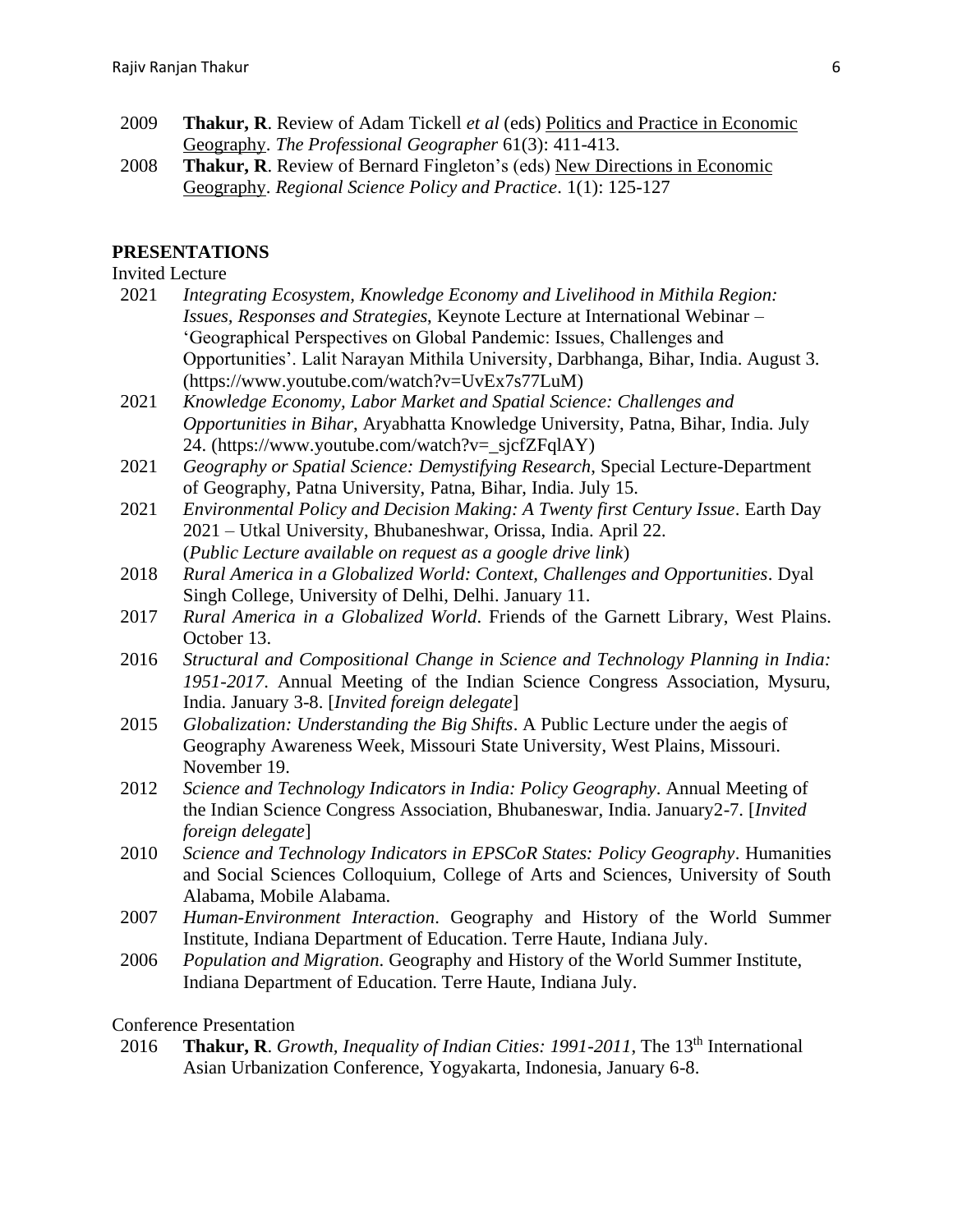2009 **Thakur, R**. Review of Adam Tickell *et al* (eds) Politics and Practice in Economic Geography. *The Professional Geographer* 61(3): 411-413.

2008 **Thakur, R**. Review of Bernard Fingleton's (eds) New Directions in Economic Geography. *Regional Science Policy and Practice*. 1(1): 125-127

## PRESENTATIONS

Invited Lecture

2021 *Integrating Ecosystem, Knowledge Economy and Livelihood in Mithila Region: Issues, Responses and Strategies*, Keynote Lecture at International Webinar – 'Geographical Perspectives on Global Pandemic: Issues, Challenges and Opportunities'. Lalit Narayan Mithila University, Darbhanga, Bihar, India. August 3. (https://www.youtube.com/watch?v=UvEx7s77LuM)

2021 *Knowledge Economy, Labor Market and Spatial Science: Challenges and Opportunities in Bihar*, Aryabhatta Knowledge University, Patna, Bihar, India. July 24. (https://www.youtube.com/watch?v=_sjcfZFqlAY)

2021 *Geography or Spatial Science: Demystifying Research*, Special Lecture-Department of Geography, Patna University, Patna, Bihar, India. July 15.

2021 *Environmental Policy and Decision Making: A Twenty first Century Issue*. Earth Day 2021 – Utkal University, Bhubaneshwar, Orissa, India. April 22. (*Public Lecture available on request as a google drive link*)

2018 *Rural America in a Globalized World: Context, Challenges and Opportunities*. Dyal Singh College, University of Delhi, Delhi. January 11.

2017 *Rural America in a Globalized World*. Friends of the Garnett Library, West Plains. October 13.

2016 *Structural and Compositional Change in Science and Technology Planning in India: 1951-2017*. Annual Meeting of the Indian Science Congress Association, Mysuru, India. January 3-8. [*Invited foreign delegate*]

2015 *Globalization: Understanding the Big Shifts*. A Public Lecture under the aegis of Geography Awareness Week, Missouri State University, West Plains, Missouri. November 19.

2012 *Science and Technology Indicators in India: Policy Geography*. Annual Meeting of the Indian Science Congress Association, Bhubaneswar, India. January2-7. [*Invited foreign delegate*]

2010 *Science and Technology Indicators in EPSCoR States: Policy Geography*. Humanities and Social Sciences Colloquium, College of Arts and Sciences, University of South Alabama, Mobile Alabama.

2007 *Human-Environment Interaction*. Geography and History of the World Summer Institute, Indiana Department of Education. Terre Haute, Indiana July.

2006 *Population and Migration*. Geography and History of the World Summer Institute, Indiana Department of Education. Terre Haute, Indiana July.

Conference Presentation

2016 **Thakur, R**. *Growth, Inequality of Indian Cities: 1991-2011*, The 13th International Asian Urbanization Conference, Yogyakarta, Indonesia, January 6-8.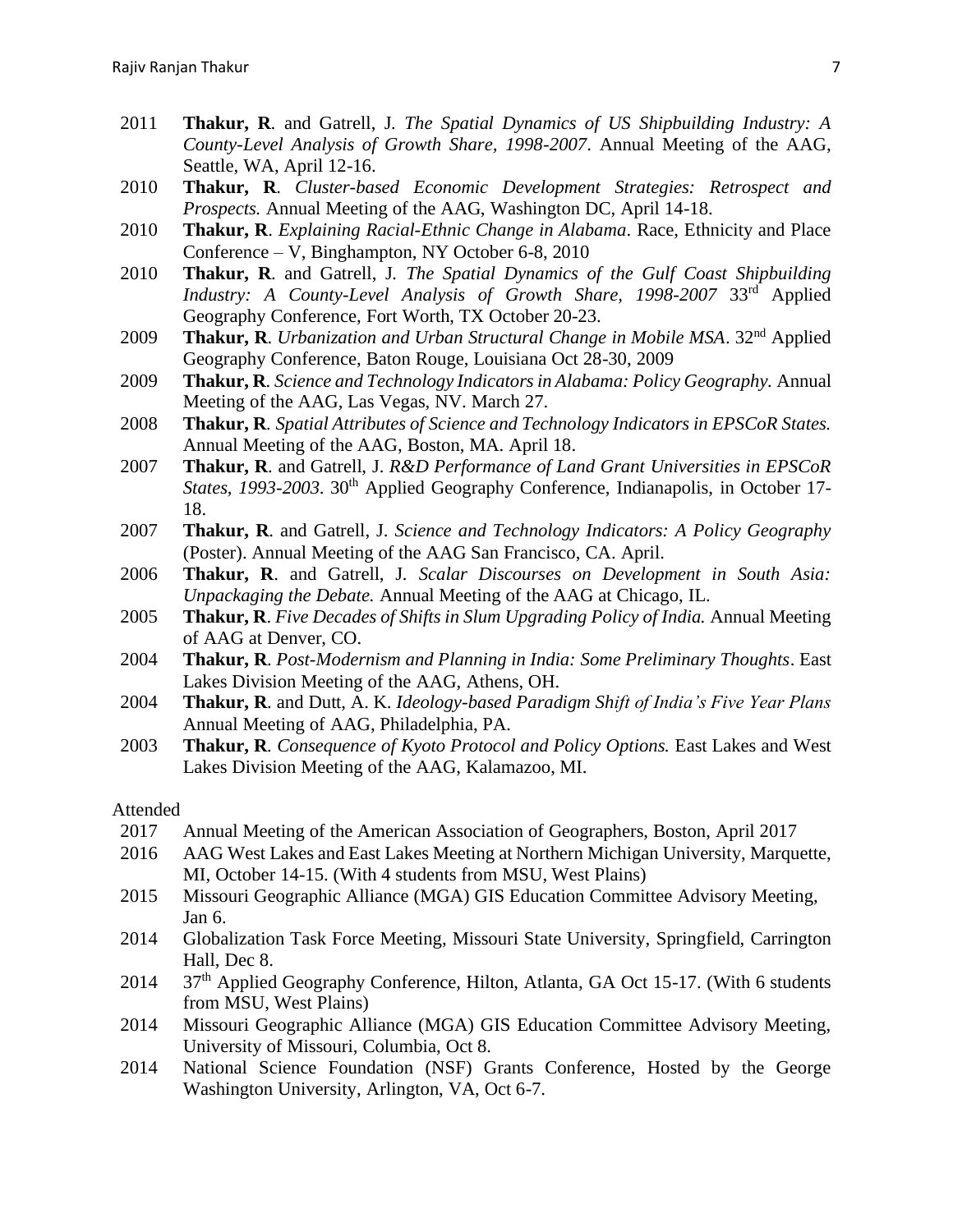- 2011 **Thakur, R**. and Gatrell, J. *The Spatial Dynamics of US Shipbuilding Industry: A County-Level Analysis of Growth Share, 1998-2007*. Annual Meeting of the AAG, Seattle, WA, April 12-16.
- 2010 **Thakur, R**. *Cluster-based Economic Development Strategies: Retrospect and Prospects.* Annual Meeting of the AAG, Washington DC, April 14-18.
- 2010 **Thakur, R**. *Explaining Racial-Ethnic Change in Alabama*. Race, Ethnicity and Place Conference – V, Binghampton, NY October 6-8, 2010
- 2010 **Thakur, R**. and Gatrell, J. *The Spatial Dynamics of the Gulf Coast Shipbuilding Industry: A County-Level Analysis of Growth Share, 1998-2007* 33rd Applied Geography Conference, Fort Worth, TX October 20-23.
- 2009 **Thakur, R**. *Urbanization and Urban Structural Change in Mobile MSA*. 32nd Applied Geography Conference, Baton Rouge, Louisiana Oct 28-30, 2009
- 2009 **Thakur, R**. *Science and Technology Indicators in Alabama: Policy Geography.* Annual Meeting of the AAG, Las Vegas, NV. March 27.
- 2008 **Thakur, R**. *Spatial Attributes of Science and Technology Indicators in EPSCoR States.* Annual Meeting of the AAG, Boston, MA. April 18.
- 2007 **Thakur, R**. and Gatrell, J. *R&D Performance of Land Grant Universities in EPSCoR States, 1993-2003*. 30th Applied Geography Conference, Indianapolis, in October 17-18.
- 2007 **Thakur, R**. and Gatrell, J. *Science and Technology Indicators: A Policy Geography* (Poster). Annual Meeting of the AAG San Francisco, CA. April.
- 2006 **Thakur, R**. and Gatrell, J. *Scalar Discourses on Development in South Asia: Unpackaging the Debate.* Annual Meeting of the AAG at Chicago, IL.
- 2005 **Thakur, R**. *Five Decades of Shifts in Slum Upgrading Policy of India.* Annual Meeting of AAG at Denver, CO.
- 2004 **Thakur, R**. *Post-Modernism and Planning in India: Some Preliminary Thoughts*. East Lakes Division Meeting of the AAG, Athens, OH.
- 2004 **Thakur, R**. and Dutt, A. K. *Ideology-based Paradigm Shift of India's Five Year Plans* Annual Meeting of AAG, Philadelphia, PA.
- 2003 **Thakur, R**. *Consequence of Kyoto Protocol and Policy Options.* East Lakes and West Lakes Division Meeting of the AAG, Kalamazoo, MI.

Attended

- 2017 Annual Meeting of the American Association of Geographers, Boston, April 2017
- 2016 AAG West Lakes and East Lakes Meeting at Northern Michigan University, Marquette, MI, October 14-15. (With 4 students from MSU, West Plains)
- 2015 Missouri Geographic Alliance (MGA) GIS Education Committee Advisory Meeting, Jan 6.
- 2014 Globalization Task Force Meeting, Missouri State University, Springfield, Carrington Hall, Dec 8.
- 2014 37th Applied Geography Conference, Hilton, Atlanta, GA Oct 15-17. (With 6 students from MSU, West Plains)
- 2014 Missouri Geographic Alliance (MGA) GIS Education Committee Advisory Meeting, University of Missouri, Columbia, Oct 8.
- 2014 National Science Foundation (NSF) Grants Conference, Hosted by the George Washington University, Arlington, VA, Oct 6-7.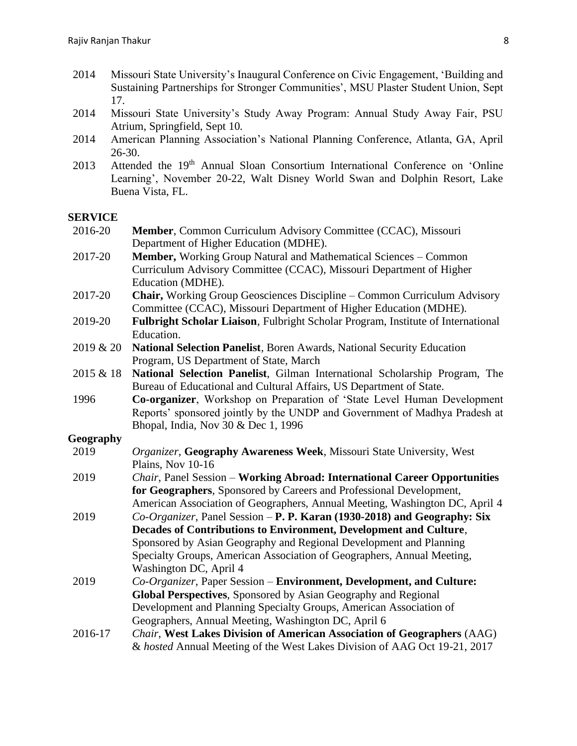- 2014 Missouri State University's Inaugural Conference on Civic Engagement, 'Building and Sustaining Partnerships for Stronger Communities', MSU Plaster Student Union, Sept 17.
- 2014 Missouri State University's Study Away Program: Annual Study Away Fair, PSU Atrium, Springfield, Sept 10.
- 2014 American Planning Association's National Planning Conference, Atlanta, GA, April 26-30.
- 2013 Attended the 19th Annual Sloan Consortium International Conference on 'Online Learning', November 20-22, Walt Disney World Swan and Dolphin Resort, Lake Buena Vista, FL.

## SERVICE

- 2016-20 **Member**, Common Curriculum Advisory Committee (CCAC), Missouri Department of Higher Education (MDHE).
- 2017-20 **Member,** Working Group Natural and Mathematical Sciences – Common Curriculum Advisory Committee (CCAC), Missouri Department of Higher Education (MDHE).
- 2017-20 **Chair,** Working Group Geosciences Discipline – Common Curriculum Advisory Committee (CCAC), Missouri Department of Higher Education (MDHE).
- 2019-20 **Fulbright Scholar Liaison**, Fulbright Scholar Program, Institute of International Education.
- 2019 & 20 **National Selection Panelist**, Boren Awards, National Security Education Program, US Department of State, March
- 2015 & 18 **National Selection Panelist**, Gilman International Scholarship Program, The Bureau of Educational and Cultural Affairs, US Department of State.
- 1996 **Co-organizer**, Workshop on Preparation of 'State Level Human Development Reports' sponsored jointly by the UNDP and Government of Madhya Pradesh at Bhopal, India, Nov 30 & Dec 1, 1996

### Geography

- 2019 *Organizer*, **Geography Awareness Week**, Missouri State University, West Plains, Nov 10-16
- 2019 *Chair*, Panel Session – **Working Abroad: International Career Opportunities for Geographers**, Sponsored by Careers and Professional Development, American Association of Geographers, Annual Meeting, Washington DC, April 4
- 2019 *Co-Organizer*, Panel Session – **P. P. Karan (1930-2018) and Geography: Six Decades of Contributions to Environment, Development and Culture**, Sponsored by Asian Geography and Regional Development and Planning Specialty Groups, American Association of Geographers, Annual Meeting, Washington DC, April 4
- 2019 *Co-Organizer*, Paper Session – **Environment, Development, and Culture: Global Perspectives**, Sponsored by Asian Geography and Regional Development and Planning Specialty Groups, American Association of Geographers, Annual Meeting, Washington DC, April 6
- 2016-17 *Chair*, **West Lakes Division of American Association of Geographers** (AAG) & *hosted* Annual Meeting of the West Lakes Division of AAG Oct 19-21, 2017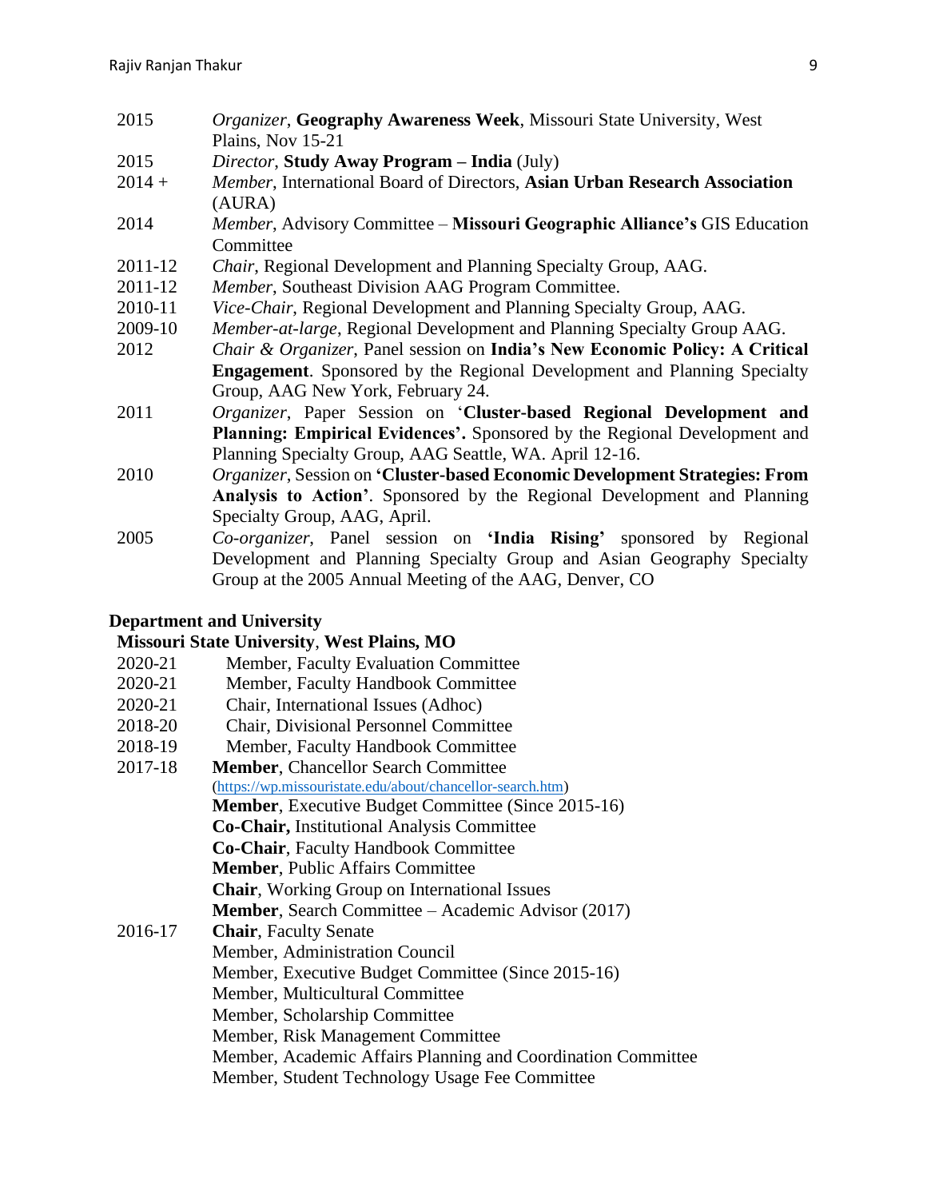2015 *Organizer*, **Geography Awareness Week**, Missouri State University, West Plains, Nov 15-21

2015 *Director*, **Study Away Program – India** (July)

2014 + *Member*, International Board of Directors, **Asian Urban Research Association** (AURA)

2014 *Member*, Advisory Committee – **Missouri Geographic Alliance's** GIS Education Committee

2011-12 *Chair*, Regional Development and Planning Specialty Group, AAG.

2011-12 *Member*, Southeast Division AAG Program Committee.

2010-11 *Vice-Chair*, Regional Development and Planning Specialty Group, AAG.

2009-10 *Member-at-large*, Regional Development and Planning Specialty Group AAG.

2012 *Chair & Organizer*, Panel session on **India's New Economic Policy: A Critical Engagement**. Sponsored by the Regional Development and Planning Specialty Group, AAG New York, February 24.

2011 *Organizer*, Paper Session on '**Cluster-based Regional Development and Planning: Empirical Evidences'.** Sponsored by the Regional Development and Planning Specialty Group, AAG Seattle, WA. April 12-16.

2010 *Organizer*, Session on **'Cluster-based Economic Development Strategies: From Analysis to Action'**. Sponsored by the Regional Development and Planning Specialty Group, AAG, April.

2005 *Co-organizer*, Panel session on **'India Rising'** sponsored by Regional Development and Planning Specialty Group and Asian Geography Specialty Group at the 2005 Annual Meeting of the AAG, Denver, CO

**Department and University**

**Missouri State University**, **West Plains, MO**

2020-21 Member, Faculty Evaluation Committee

2020-21 Member, Faculty Handbook Committee

2020-21 Chair, International Issues (Adhoc)

2018-20 Chair, Divisional Personnel Committee

2018-19 Member, Faculty Handbook Committee

2017-18 **Member**, Chancellor Search Committee (https://wp.missouristate.edu/about/chancellor-search.htm)
**Member**, Executive Budget Committee (Since 2015-16)
**Co-Chair,** Institutional Analysis Committee
**Co-Chair**, Faculty Handbook Committee
**Member**, Public Affairs Committee
**Chair**, Working Group on International Issues
**Member**, Search Committee – Academic Advisor (2017)

2016-17 **Chair**, Faculty Senate
Member, Administration Council
Member, Executive Budget Committee (Since 2015-16)
Member, Multicultural Committee
Member, Scholarship Committee
Member, Risk Management Committee
Member, Academic Affairs Planning and Coordination Committee
Member, Student Technology Usage Fee Committee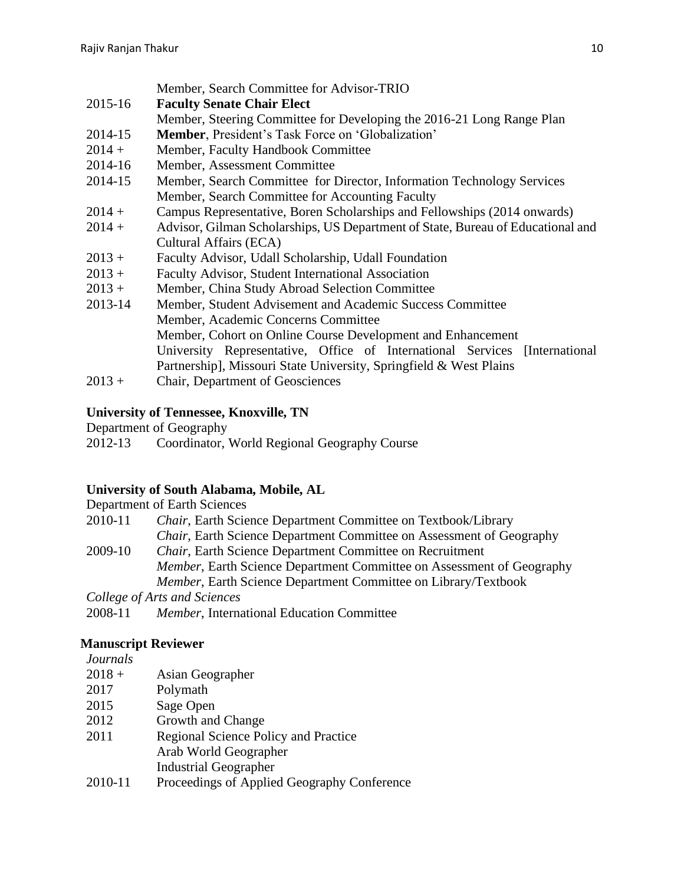| | |
|---|---|
| | Member, Search Committee for Advisor-TRIO |
| 2015-16 | **Faculty Senate Chair Elect** |
| | Member, Steering Committee for Developing the 2016-21 Long Range Plan |
| 2014-15 | **Member**, President's Task Force on 'Globalization' |
| 2014 + | Member, Faculty Handbook Committee |
| 2014-16 | Member, Assessment Committee |
| 2014-15 | Member, Search Committee for Director, Information Technology Services |
| | Member, Search Committee for Accounting Faculty |
| 2014 + | Campus Representative, Boren Scholarships and Fellowships (2014 onwards) |
| 2014 + | Advisor, Gilman Scholarships, US Department of State, Bureau of Educational and Cultural Affairs (ECA) |
| 2013 + | Faculty Advisor, Udall Scholarship, Udall Foundation |
| 2013 + | Faculty Advisor, Student International Association |
| 2013 + | Member, China Study Abroad Selection Committee |
| 2013-14 | Member, Student Advisement and Academic Success Committee |
| | Member, Academic Concerns Committee |
| | Member, Cohort on Online Course Development and Enhancement |
| | University Representative, Office of International Services [International Partnership], Missouri State University, Springfield & West Plains |
| 2013 + | Chair, Department of Geosciences |

**University of Tennessee, Knoxville, TN**

Department of Geography

| | |
|---|---|
| 2012-13 | Coordinator, World Regional Geography Course |

**University of South Alabama, Mobile, AL**

Department of Earth Sciences

| | |
|---|---|
| 2010-11 | *Chair*, Earth Science Department Committee on Textbook/Library |
| | *Chair*, Earth Science Department Committee on Assessment of Geography |
| 2009-10 | *Chair*, Earth Science Department Committee on Recruitment |
| | *Member*, Earth Science Department Committee on Assessment of Geography |
| | *Member*, Earth Science Department Committee on Library/Textbook |

*College of Arts and Sciences*

| | |
|---|---|
| 2008-11 | *Member*, International Education Committee |

**Manuscript Reviewer**

*Journals*

| | |
|---|---|
| 2018 + | Asian Geographer |
| 2017 | Polymath |
| 2015 | Sage Open |
| 2012 | Growth and Change |
| 2011 | Regional Science Policy and Practice |
| | Arab World Geographer |
| | Industrial Geographer |
| 2010-11 | Proceedings of Applied Geography Conference |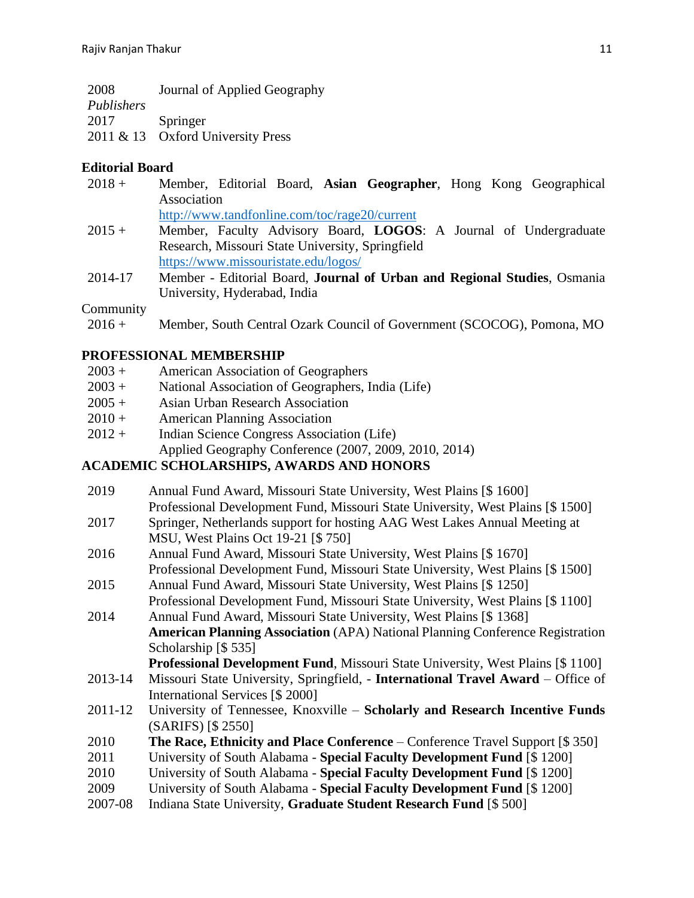2008 Journal of Applied Geography

*Publishers*

2017 Springer

2011 & 13 Oxford University Press

**Editorial Board**

2018 + Member, Editorial Board, **Asian Geographer**, Hong Kong Geographical Association
http://www.tandfonline.com/toc/rage20/current

2015 + Member, Faculty Advisory Board, **LOGOS**: A Journal of Undergraduate Research, Missouri State University, Springfield
https://www.missouristate.edu/logos/

2014-17 Member - Editorial Board, **Journal of Urban and Regional Studies**, Osmania University, Hyderabad, India

Community

2016 + Member, South Central Ozark Council of Government (SCOCOG), Pomona, MO

**PROFESSIONAL MEMBERSHIP**

2003 + American Association of Geographers

2003 + National Association of Geographers, India (Life)

2005 + Asian Urban Research Association

2010 + American Planning Association

2012 + Indian Science Congress Association (Life)

Applied Geography Conference (2007, 2009, 2010, 2014)

**ACADEMIC SCHOLARSHIPS, AWARDS AND HONORS**

2019 Annual Fund Award, Missouri State University, West Plains [$ 1600]
Professional Development Fund, Missouri State University, West Plains [$ 1500]

2017 Springer, Netherlands support for hosting AAG West Lakes Annual Meeting at MSU, West Plains Oct 19-21 [$ 750]

2016 Annual Fund Award, Missouri State University, West Plains [$ 1670]
Professional Development Fund, Missouri State University, West Plains [$ 1500]

2015 Annual Fund Award, Missouri State University, West Plains [$ 1250]
Professional Development Fund, Missouri State University, West Plains [$ 1100]

2014 Annual Fund Award, Missouri State University, West Plains [$ 1368]
**American Planning Association** (APA) National Planning Conference Registration Scholarship [$ 535]
**Professional Development Fund**, Missouri State University, West Plains [$ 1100]

2013-14 Missouri State University, Springfield, - **International Travel Award** – Office of International Services [$ 2000]

2011-12 University of Tennessee, Knoxville – **Scholarly and Research Incentive Funds** (SARIFS) [$ 2550]

2010 **The Race, Ethnicity and Place Conference** – Conference Travel Support [$ 350]

2011 University of South Alabama - **Special Faculty Development Fund** [$ 1200]

2010 University of South Alabama - **Special Faculty Development Fund** [$ 1200]

2009 University of South Alabama - **Special Faculty Development Fund** [$ 1200]

2007-08 Indiana State University, **Graduate Student Research Fund** [$ 500]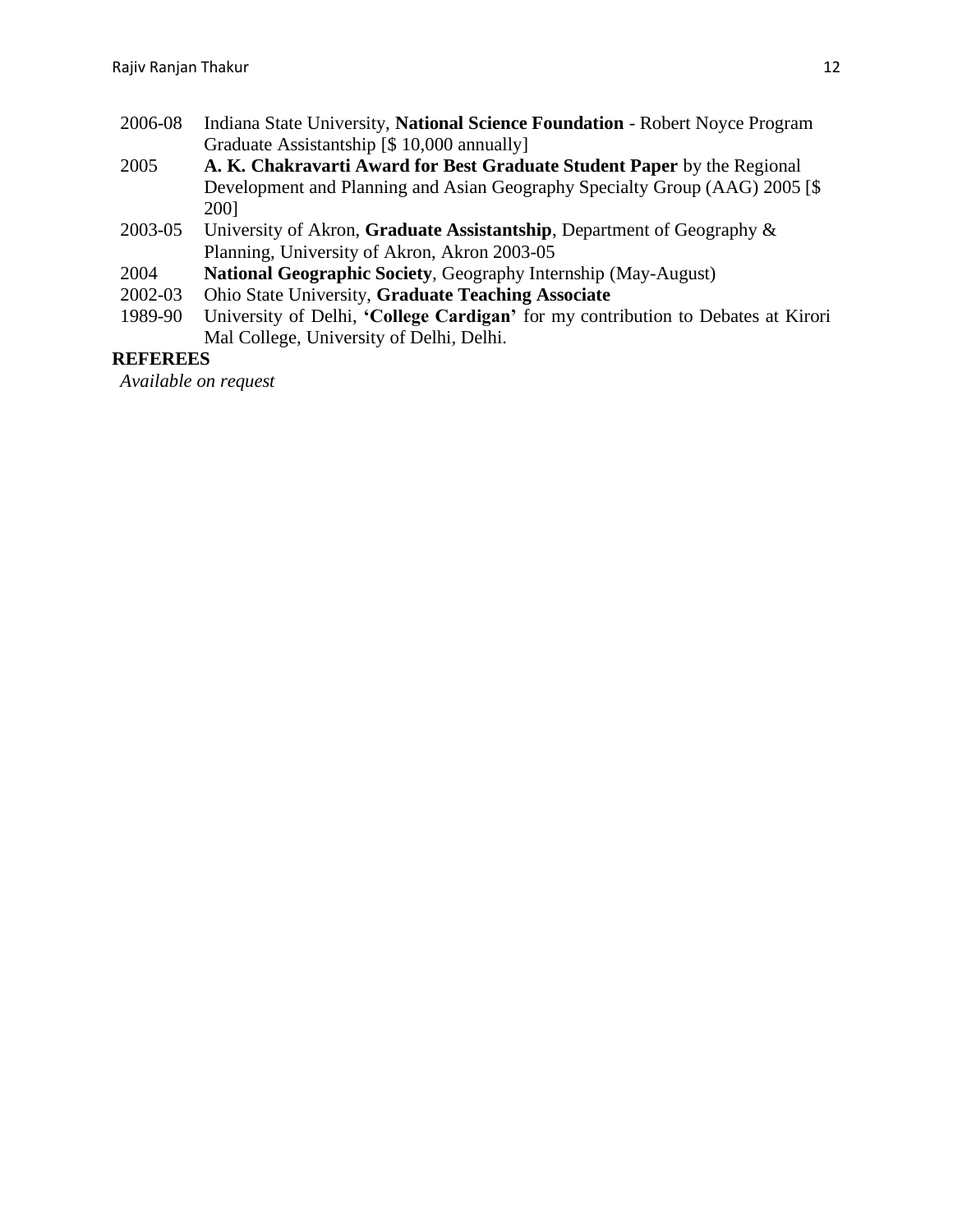2006-08 Indiana State University, **National Science Foundation** - Robert Noyce Program Graduate Assistantship [$ 10,000 annually]

2005 **A. K. Chakravarti Award for Best Graduate Student Paper** by the Regional Development and Planning and Asian Geography Specialty Group (AAG) 2005 [$ 200]

2003-05 University of Akron, **Graduate Assistantship**, Department of Geography & Planning, University of Akron, Akron 2003-05

2004 **National Geographic Society**, Geography Internship (May-August)

2002-03 Ohio State University, **Graduate Teaching Associate**

1989-90 University of Delhi, **'College Cardigan'** for my contribution to Debates at Kirori Mal College, University of Delhi, Delhi.

**REFEREES**

*Available on request*